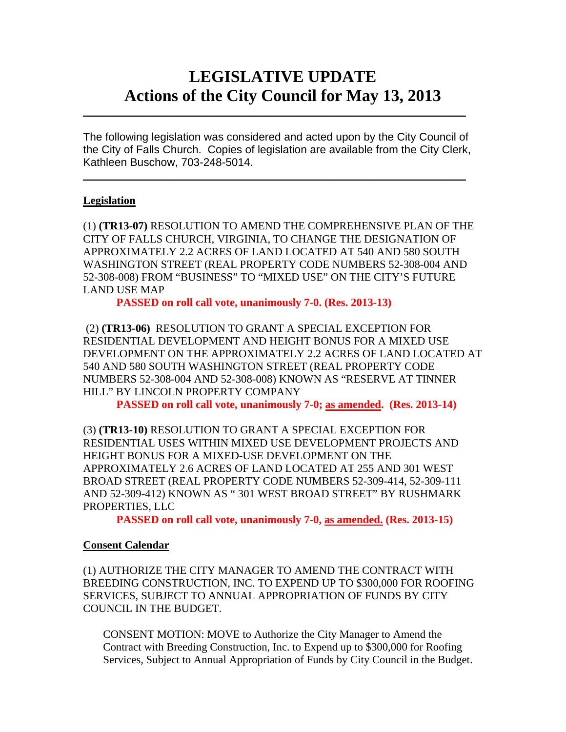# LEGISLATIVE UPDATE
# Actions of the City Council for May 13, 2013

---

The following legislation was considered and acted upon by the City Council of the City of Falls Church. Copies of legislation are available from the City Clerk, Kathleen Buschow, 703-248-5014.

---

**Legislation**

(1) **(TR13-07)** RESOLUTION TO AMEND THE COMPREHENSIVE PLAN OF THE CITY OF FALLS CHURCH, VIRGINIA, TO CHANGE THE DESIGNATION OF APPROXIMATELY 2.2 ACRES OF LAND LOCATED AT 540 AND 580 SOUTH WASHINGTON STREET (REAL PROPERTY CODE NUMBERS 52-308-004 AND 52-308-008) FROM "BUSINESS" TO "MIXED USE" ON THE CITY'S FUTURE LAND USE MAP

**PASSED on roll call vote, unanimously 7-0. (Res. 2013-13)**

(2) **(TR13-06)** RESOLUTION TO GRANT A SPECIAL EXCEPTION FOR RESIDENTIAL DEVELOPMENT AND HEIGHT BONUS FOR A MIXED USE DEVELOPMENT ON THE APPROXIMATELY 2.2 ACRES OF LAND LOCATED AT 540 AND 580 SOUTH WASHINGTON STREET (REAL PROPERTY CODE NUMBERS 52-308-004 AND 52-308-008) KNOWN AS "RESERVE AT TINNER HILL" BY LINCOLN PROPERTY COMPANY

**PASSED on roll call vote, unanimously 7-0; as amended. (Res. 2013-14)**

(3) **(TR13-10)** RESOLUTION TO GRANT A SPECIAL EXCEPTION FOR RESIDENTIAL USES WITHIN MIXED USE DEVELOPMENT PROJECTS AND HEIGHT BONUS FOR A MIXED-USE DEVELOPMENT ON THE APPROXIMATELY 2.6 ACRES OF LAND LOCATED AT 255 AND 301 WEST BROAD STREET (REAL PROPERTY CODE NUMBERS 52-309-414, 52-309-111 AND 52-309-412) KNOWN AS " 301 WEST BROAD STREET" BY RUSHMARK PROPERTIES, LLC

**PASSED on roll call vote, unanimously 7-0, as amended. (Res. 2013-15)**

**Consent Calendar**

(1) AUTHORIZE THE CITY MANAGER TO AMEND THE CONTRACT WITH BREEDING CONSTRUCTION, INC. TO EXPEND UP TO $300,000 FOR ROOFING SERVICES, SUBJECT TO ANNUAL APPROPRIATION OF FUNDS BY CITY COUNCIL IN THE BUDGET.

CONSENT MOTION: MOVE to Authorize the City Manager to Amend the Contract with Breeding Construction, Inc. to Expend up to $300,000 for Roofing Services, Subject to Annual Appropriation of Funds by City Council in the Budget.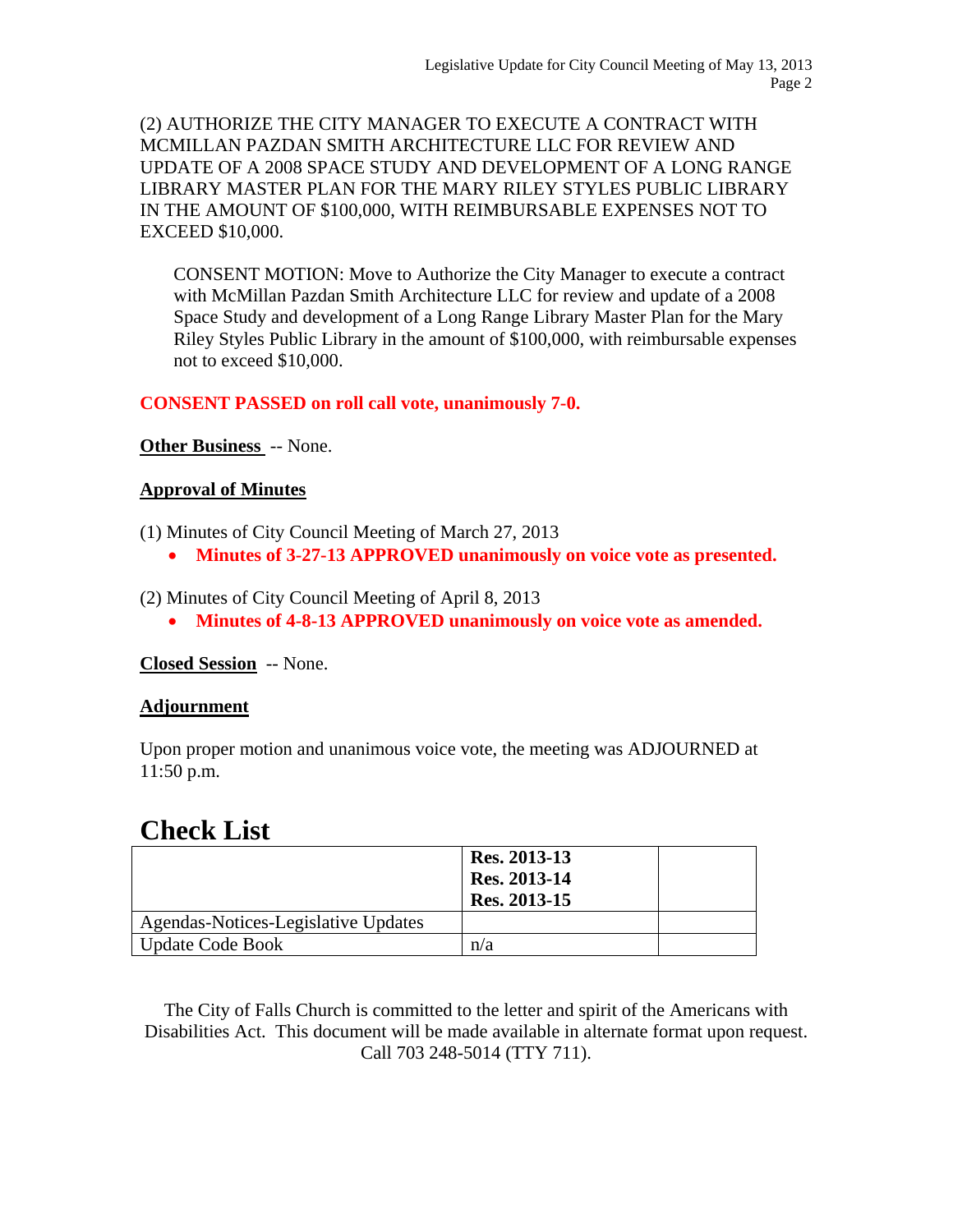(2) AUTHORIZE THE CITY MANAGER TO EXECUTE A CONTRACT WITH MCMILLAN PAZDAN SMITH ARCHITECTURE LLC FOR REVIEW AND UPDATE OF A 2008 SPACE STUDY AND DEVELOPMENT OF A LONG RANGE LIBRARY MASTER PLAN FOR THE MARY RILEY STYLES PUBLIC LIBRARY IN THE AMOUNT OF $100,000, WITH REIMBURSABLE EXPENSES NOT TO EXCEED $10,000.

> CONSENT MOTION: Move to Authorize the City Manager to execute a contract with McMillan Pazdan Smith Architecture LLC for review and update of a 2008 Space Study and development of a Long Range Library Master Plan for the Mary Riley Styles Public Library in the amount of $100,000, with reimbursable expenses not to exceed $10,000.

**CONSENT PASSED on roll call vote, unanimously 7-0.**

**Other Business** -- None.

**Approval of Minutes**

(1) Minutes of City Council Meeting of March 27, 2013

- **Minutes of 3-27-13 APPROVED unanimously on voice vote as presented.**

(2) Minutes of City Council Meeting of April 8, 2013

- **Minutes of 4-8-13 APPROVED unanimously on voice vote as amended.**

**Closed Session** -- None.

**Adjournment**

Upon proper motion and unanimous voice vote, the meeting was ADJOURNED at 11:50 p.m.

# Check List

| | | |
|---|---|---|
| | **Res. 2013-13**<br>**Res. 2013-14**<br>**Res. 2013-15** | |
| Agendas-Notices-Legislative Updates | | |
| Update Code Book | n/a | |

The City of Falls Church is committed to the letter and spirit of the Americans with Disabilities Act. This document will be made available in alternate format upon request. Call 703 248-5014 (TTY 711).